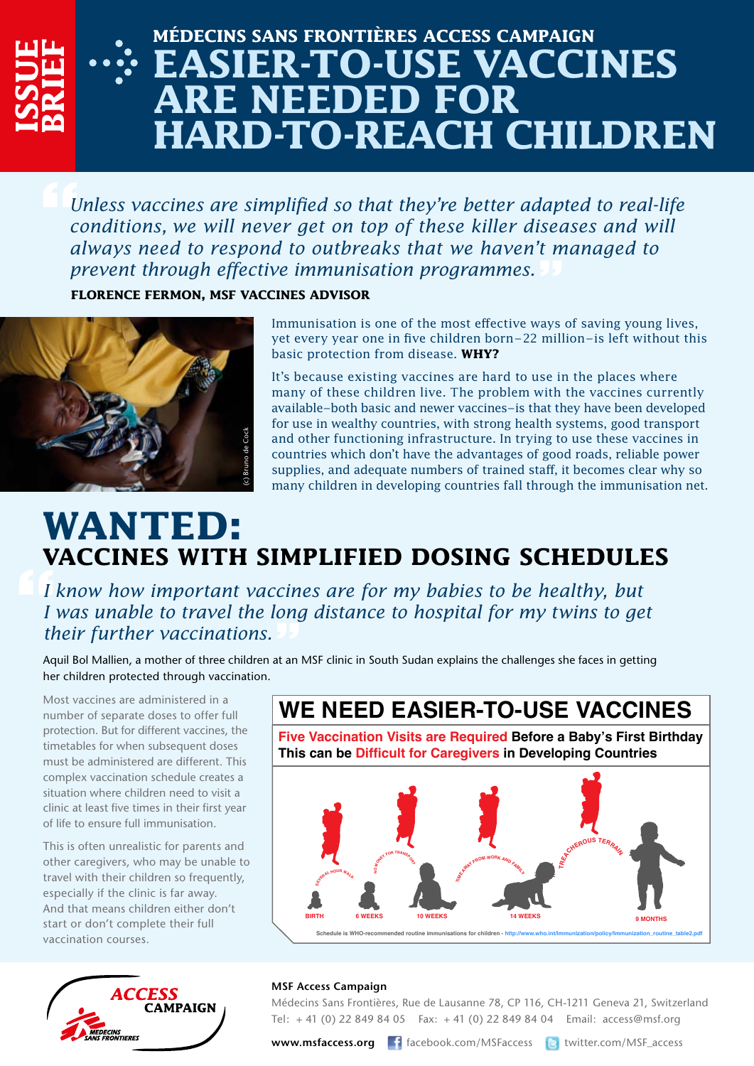ISSUE BRIEF

### MÉDECINS SANS FRONTIÈRES ACCESS CAMPAIGN

# EASIER-TO-USE VACCINES ARE NEEDED FOR HARD-TO-REACH CHILDREN

*"Unless vaccines are simplified so that they're better adapted to real-life conditions, we will never get on top of these killer diseases and will always need to respond to outbreaks that we haven't managed to prevent through effective immunisation programmes."*

**FLORENCE FERMON, MSF VACCINES ADVISOR**

(c) Bruno de Cock

Immunisation is one of the most effective ways of saving young lives, yet every year one in five children born–22 million–is left without this basic protection from disease. **WHY?**

It's because existing vaccines are hard to use in the places where many of these children live. The problem with the vaccines currently available–both basic and newer vaccines–is that they have been developed for use in wealthy countries, with strong health systems, good transport and other functioning infrastructure. In trying to use these vaccines in countries which don't have the advantages of good roads, reliable power supplies, and adequate numbers of trained staff, it becomes clear why so many children in developing countries fall through the immunisation net.

# WANTED:

## VACCINES WITH SIMPLIFIED DOSING SCHEDULES

*"I know how important vaccines are for my babies to be healthy, but I was unable to travel the long distance to hospital for my twins to get their further vaccinations."*

Aquil Bol Mallien, a mother of three children at an MSF clinic in South Sudan explains the challenges she faces in getting her children protected through vaccination.

Most vaccines are administered in a number of separate doses to offer full protection. But for different vaccines, the timetables for when subsequent doses must be administered are different. This complex vaccination schedule creates a situation where children need to visit a clinic at least five times in their first year of life to ensure full immunisation.

This is often unrealistic for parents and other caregivers, who may be unable to travel with their children so frequently, especially if the clinic is far away. And that means children either don't start or don't complete their full vaccination courses.

### WE NEED EASIER-TO-USE VACCINES

**Five Vaccination Visits are Required Before a Baby's First Birthday**
**This can be Difficult for Caregivers in Developing Countries**

BIRTH — SEVERAL-HOUR WALK — 6 WEEKS — NO MONEY FOR TRANSPORT — 10 WEEKS — TIME AWAY FROM WORK AND FAMILY — 14 WEEKS — TREACHEROUS TERRAIN — 9 MONTHS

Schedule is WHO-recommended routine immunisations for children - http://www.who.int/immunization/policy/Immunization_routine_table2.pdf

**MSF Access Campaign**
Médecins Sans Frontières, Rue de Lausanne 78, CP 116, CH-1211 Geneva 21, Switzerland
Tel: + 41 (0) 22 849 84 05 Fax: + 41 (0) 22 849 84 04 Email: access@msf.org

**www.msfaccess.org** facebook.com/MSFaccess twitter.com/MSF_access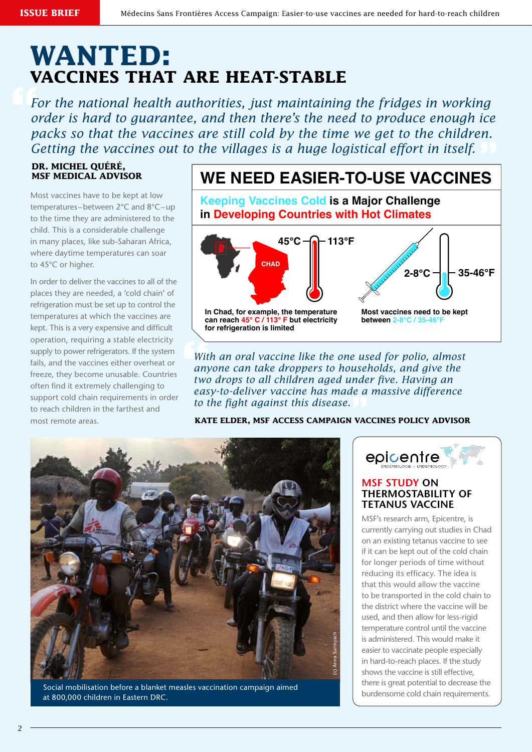# WANTED:
## VACCINES THAT ARE HEAT-STABLE

> *For the national health authorities, just maintaining the fridges in working order is hard to guarantee, and then there's the need to produce enough ice packs so that the vaccines are still cold by the time we get to the children. Getting the vaccines out to the villages is a huge logistical effort in itself.*

**DR. MICHEL QUÉRÉ, MSF MEDICAL ADVISOR**

Most vaccines have to be kept at low temperatures–between 2°C and 8°C–up to the time they are administered to the child. This is a considerable challenge in many places, like sub-Saharan Africa, where daytime temperatures can soar to 45°C or higher.

In order to deliver the vaccines to all of the places they are needed, a 'cold chain' of refrigeration must be set up to control the temperatures at which the vaccines are kept. This is a very expensive and difficult operation, requiring a stable electricity supply to power refrigerators. If the system fails, and the vaccines either overheat or freeze, they become unusable. Countries often find it extremely challenging to support cold chain requirements in order to reach children in the farthest and most remote areas.

## WE NEED EASIER-TO-USE VACCINES

### Keeping Vaccines Cold is a Major Challenge in Developing Countries with Hot Climates

CHAD

45°C — 113°F

In Chad, for example, the temperature can reach 45° C / 113° F but electricity for refrigeration is limited

2-8°C — 35-46°F

Most vaccines need to be kept between 2-8°C / 35-46°F

> *With an oral vaccine like the one used for polio, almost anyone can take droppers to households, and give the two drops to all children aged under five. Having an easy-to-deliver vaccine has made a massive difference to the fight against this disease.*

**KATE ELDER, MSF ACCESS CAMPAIGN VACCINES POLICY ADVISOR**

(c) Anna Surinyach

Social mobilisation before a blanket measles vaccination campaign aimed at 800,000 children in Eastern DRC.

epicentre
ÉPIDÉMIOLOGIE • EPIDEMIOLOGY

### MSF STUDY ON THERMOSTABILITY OF TETANUS VACCINE

MSF's research arm, Epicentre, is currently carrying out studies in Chad on an existing tetanus vaccine to see if it can be kept out of the cold chain for longer periods of time without reducing its efficacy. The idea is that this would allow the vaccine to be transported in the cold chain to the district where the vaccine will be used, and then allow for less-rigid temperature control until the vaccine is administered. This would make it easier to vaccinate people especially in hard-to-reach places. If the study shows the vaccine is still effective, there is great potential to decrease the burdensome cold chain requirements.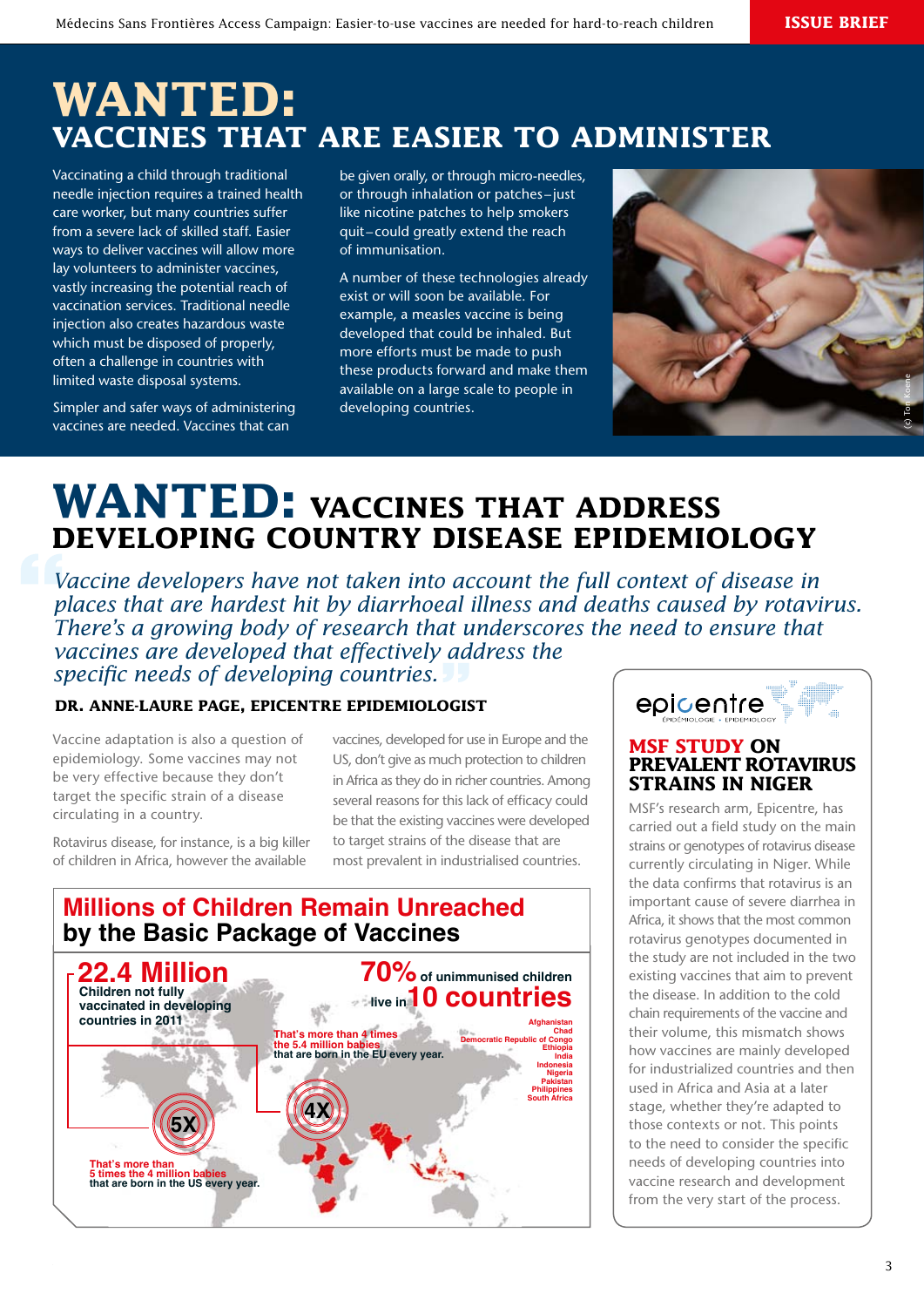# WANTED: VACCINES THAT ARE EASIER TO ADMINISTER

Vaccinating a child through traditional needle injection requires a trained health care worker, but many countries suffer from a severe lack of skilled staff. Easier ways to deliver vaccines will allow more lay volunteers to administer vaccines, vastly increasing the potential reach of vaccination services. Traditional needle injection also creates hazardous waste which must be disposed of properly, often a challenge in countries with limited waste disposal systems.

Simpler and safer ways of administering vaccines are needed. Vaccines that can be given orally, or through micro-needles, or through inhalation or patches – just like nicotine patches to help smokers quit – could greatly extend the reach of immunisation.

A number of these technologies already exist or will soon be available. For example, a measles vaccine is being developed that could be inhaled. But more efforts must be made to push these products forward and make them available on a large scale to people in developing countries.

(c) Ton Koene

# WANTED: VACCINES THAT ADDRESS DEVELOPING COUNTRY DISEASE EPIDEMIOLOGY

*"Vaccine developers have not taken into account the full context of disease in places that are hardest hit by diarrhoeal illness and deaths caused by rotavirus. There's a growing body of research that underscores the need to ensure that vaccines are developed that effectively address the specific needs of developing countries."*

**DR. ANNE-LAURE PAGE, EPICENTRE EPIDEMIOLOGIST**

Vaccine adaptation is also a question of epidemiology. Some vaccines may not be very effective because they don't target the specific strain of a disease circulating in a country.

Rotavirus disease, for instance, is a big killer of children in Africa, however the available vaccines, developed for use in Europe and the US, don't give as much protection to children in Africa as they do in richer countries. Among several reasons for this lack of efficacy could be that the existing vaccines were developed to target strains of the disease that are most prevalent in industrialised countries.

## Millions of Children Remain Unreached by the Basic Package of Vaccines

**22.4 Million** Children not fully vaccinated in developing countries in 2011

**5X** That's more than 5 times the 4 million babies that are born in the US every year.

**70%** of unimmunised children live in **10 countries**

Afghanistan, Chad, Democratic Republic of Congo, Ethiopia, India, Indonesia, Nigeria, Pakistan, Philippines, South Africa

**4X** That's more than 4 times the 5.4 million babies that are born in the EU every year.

---

epicentre – ÉPIDÉMIOLOGIE • EPIDEMIOLOGY

## MSF STUDY ON PREVALENT ROTAVIRUS STRAINS IN NIGER

MSF's research arm, Epicentre, has carried out a field study on the main strains or genotypes of rotavirus disease currently circulating in Niger. While the data confirms that rotavirus is an important cause of severe diarrhea in Africa, it shows that the most common rotavirus genotypes documented in the study are not included in the two existing vaccines that aim to prevent the disease. In addition to the cold chain requirements of the vaccine and their volume, this mismatch shows how vaccines are mainly developed for industrialized countries and then used in Africa and Asia at a later stage, whether they're adapted to those contexts or not. This points to the need to consider the specific needs of developing countries into vaccine research and development from the very start of the process.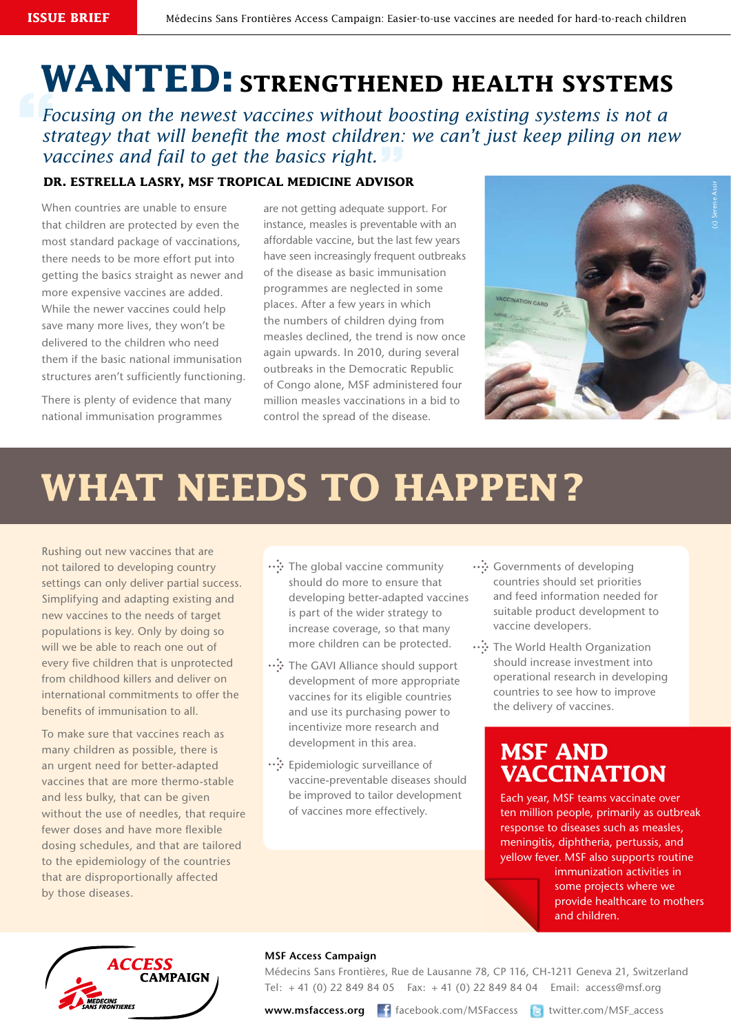# WANTED: STRENGTHENED HEALTH SYSTEMS

*Focusing on the newest vaccines without boosting existing systems is not a strategy that will benefit the most children: we can't just keep piling on new vaccines and fail to get the basics right.*

**DR. ESTRELLA LASRY, MSF TROPICAL MEDICINE ADVISOR**

When countries are unable to ensure that children are protected by even the most standard package of vaccinations, there needs to be more effort put into getting the basics straight as newer and more expensive vaccines are added. While the newer vaccines could help save many more lives, they won't be delivered to the children who need them if the basic national immunisation structures aren't sufficiently functioning.

There is plenty of evidence that many national immunisation programmes are not getting adequate support. For instance, measles is preventable with an affordable vaccine, but the last few years have seen increasingly frequent outbreaks of the disease as basic immunisation programmes are neglected in some places. After a few years in which the numbers of children dying from measles declined, the trend is now once again upwards. In 2010, during several outbreaks in the Democratic Republic of Congo alone, MSF administered four million measles vaccinations in a bid to control the spread of the disease.

(c) Serene Assir

# WHAT NEEDS TO HAPPEN?

Rushing out new vaccines that are not tailored to developing country settings can only deliver partial success. Simplifying and adapting existing and new vaccines to the needs of target populations is key. Only by doing so will we be able to reach one out of every five children that is unprotected from childhood killers and deliver on international commitments to offer the benefits of immunisation to all.

To make sure that vaccines reach as many children as possible, there is an urgent need for better-adapted vaccines that are more thermo-stable and less bulky, that can be given without the use of needles, that require fewer doses and have more flexible dosing schedules, and that are tailored to the epidemiology of the countries that are disproportionally affected by those diseases.

- The global vaccine community should do more to ensure that developing better-adapted vaccines is part of the wider strategy to increase coverage, so that many more children can be protected.
- The GAVI Alliance should support development of more appropriate vaccines for its eligible countries and use its purchasing power to incentivize more research and development in this area.
- Epidemiologic surveillance of vaccine-preventable diseases should be improved to tailor development of vaccines more effectively.
- Governments of developing countries should set priorities and feed information needed for suitable product development to vaccine developers.
- The World Health Organization should increase investment into operational research in developing countries to see how to improve the delivery of vaccines.

## MSF AND VACCINATION

Each year, MSF teams vaccinate over ten million people, primarily as outbreak response to diseases such as measles, meningitis, diphtheria, pertussis, and yellow fever. MSF also supports routine immunization activities in some projects where we provide healthcare to mothers and children.

**MSF Access Campaign**
Médecins Sans Frontières, Rue de Lausanne 78, CP 116, CH-1211 Geneva 21, Switzerland
Tel: + 41 (0) 22 849 84 05 Fax: + 41 (0) 22 849 84 04 Email: access@msf.org

**www.msfaccess.org** facebook.com/MSFaccess twitter.com/MSF_access